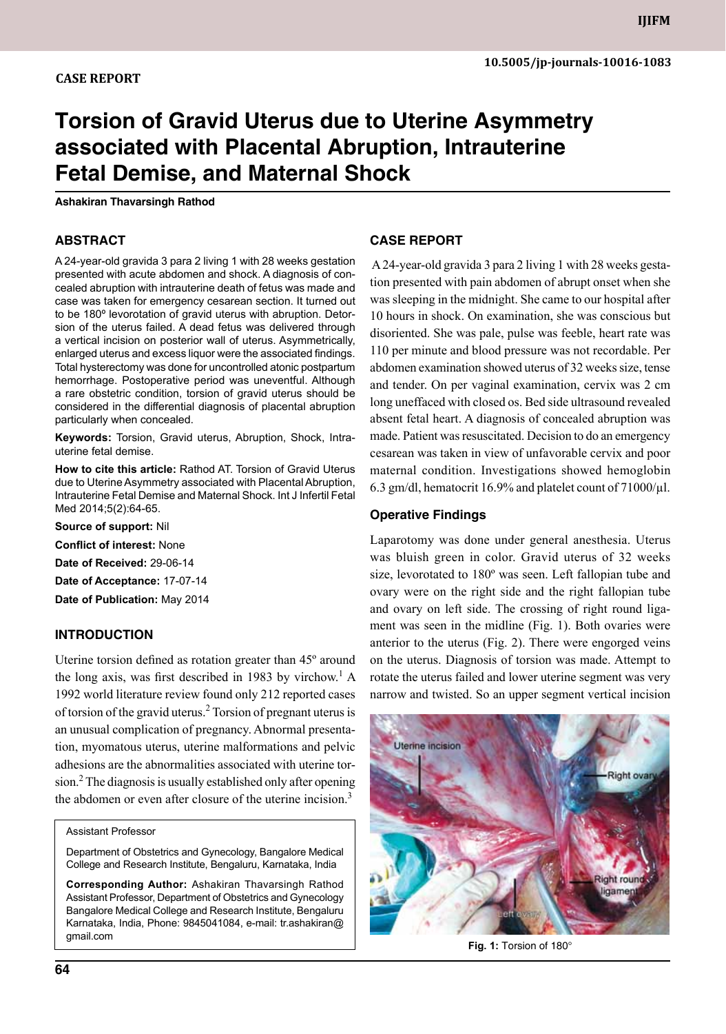CASE REPORT

10.5005/jp-journals-10016-1083

# Torsion of Gravid Uterus due to Uterine Asymmetry associated with Placental Abruption, Intrauterine Fetal Demise, and Maternal Shock

**Ashakiran Thavarsingh Rathod**

## ABSTRACT

A 24-year-old gravida 3 para 2 living 1 with 28 weeks gestation presented with acute abdomen and shock. A diagnosis of concealed abruption with intrauterine death of fetus was made and case was taken for emergency cesarean section. It turned out to be 180º levorotation of gravid uterus with abruption. Detorsion of the uterus failed. A dead fetus was delivered through a vertical incision on posterior wall of uterus. Asymmetrically, enlarged uterus and excess liquor were the associated findings. Total hysterectomy was done for uncontrolled atonic postpartum hemorrhage. Postoperative period was uneventful. Although a rare obstetric condition, torsion of gravid uterus should be considered in the differential diagnosis of placental abruption particularly when concealed.

**Keywords:** Torsion, Gravid uterus, Abruption, Shock, Intrauterine fetal demise.

**How to cite this article:** Rathod AT. Torsion of Gravid Uterus due to Uterine Asymmetry associated with Placental Abruption, Intrauterine Fetal Demise and Maternal Shock. Int J Infertil Fetal Med 2014;5(2):64-65.

**Source of support:** Nil

**Conflict of interest:** None

**Date of Received:** 29-06-14

**Date of Acceptance:** 17-07-14

**Date of Publication:** May 2014

## INTRODUCTION

Uterine torsion defined as rotation greater than 45º around the long axis, was first described in 1983 by virchow.[1] A 1992 world literature review found only 212 reported cases of torsion of the gravid uterus.[2] Torsion of pregnant uterus is an unusual complication of pregnancy. Abnormal presentation, myomatous uterus, uterine malformations and pelvic adhesions are the abnormalities associated with uterine torsion.[2] The diagnosis is usually established only after opening the abdomen or even after closure of the uterine incision.[3]

Assistant Professor

Department of Obstetrics and Gynecology, Bangalore Medical College and Research Institute, Bengaluru, Karnataka, India

**Corresponding Author:** Ashakiran Thavarsingh Rathod Assistant Professor, Department of Obstetrics and Gynecology Bangalore Medical College and Research Institute, Bengaluru Karnataka, India, Phone: 9845041084, e-mail: tr.ashakiran@gmail.com

## CASE REPORT

A 24-year-old gravida 3 para 2 living 1 with 28 weeks gestation presented with pain abdomen of abrupt onset when she was sleeping in the midnight. She came to our hospital after 10 hours in shock. On examination, she was conscious but disoriented. She was pale, pulse was feeble, heart rate was 110 per minute and blood pressure was not recordable. Per abdomen examination showed uterus of 32 weeks size, tense and tender. On per vaginal examination, cervix was 2 cm long uneffaced with closed os. Bed side ultrasound revealed absent fetal heart. A diagnosis of concealed abruption was made. Patient was resuscitated. Decision to do an emergency cesarean was taken in view of unfavorable cervix and poor maternal condition. Investigations showed hemoglobin 6.3 gm/dl, hematocrit 16.9% and platelet count of 71000/µl.

### Operative Findings

Laparotomy was done under general anesthesia. Uterus was bluish green in color. Gravid uterus of 32 weeks size, levorotated to 180º was seen. Left fallopian tube and ovary were on the right side and the right fallopian tube and ovary on left side. The crossing of right round ligament was seen in the midline (Fig. 1). Both ovaries were anterior to the uterus (Fig. 2). There were engorged veins on the uterus. Diagnosis of torsion was made. Attempt to rotate the uterus failed and lower uterine segment was very narrow and twisted. So an upper segment vertical incision

**Fig. 1:** Torsion of 180°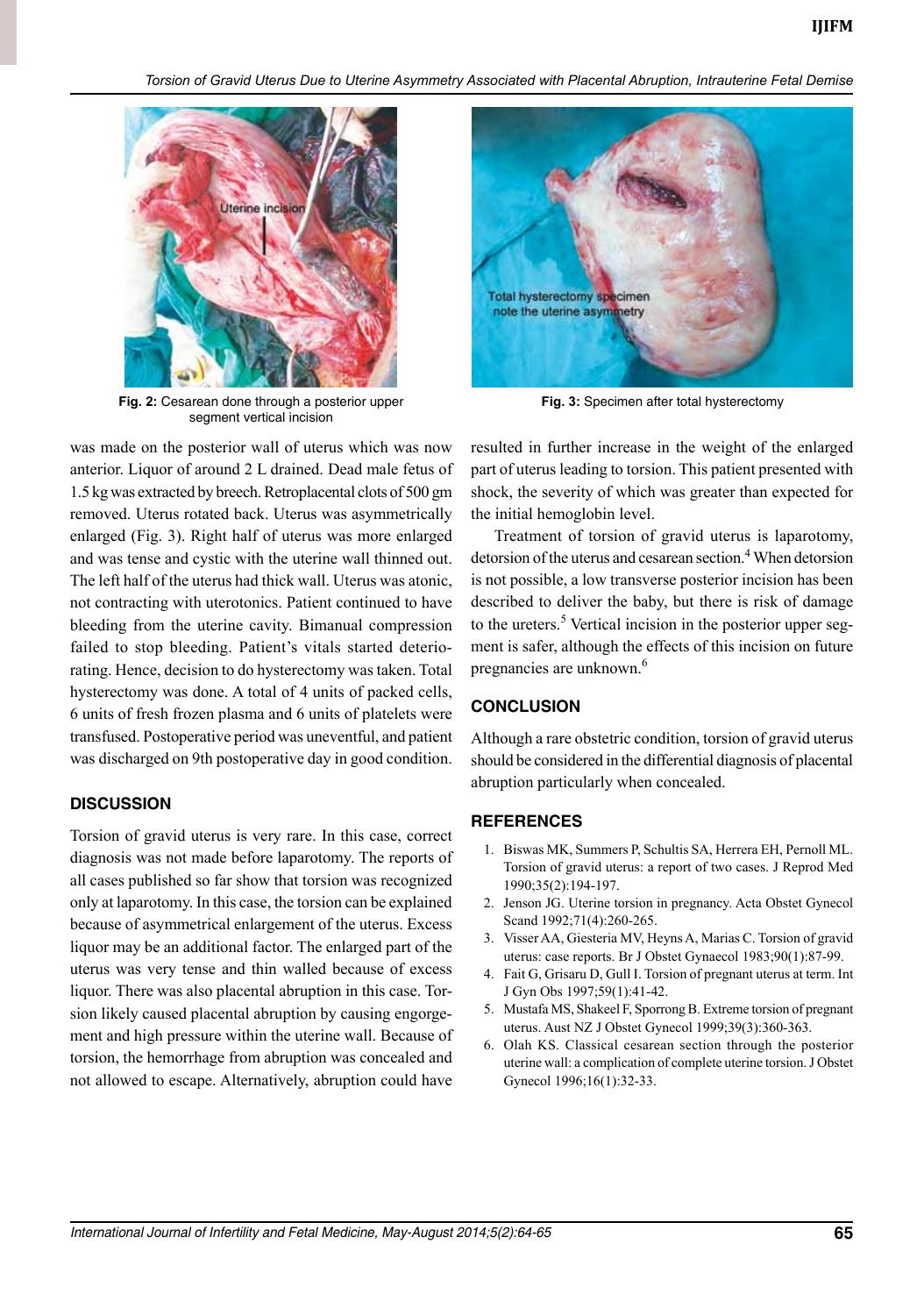Fig. 2: Cesarean done through a posterior upper segment vertical incision

Fig. 3: Specimen after total hysterectomy

was made on the posterior wall of uterus which was now anterior. Liquor of around 2 L drained. Dead male fetus of 1.5 kg was extracted by breech. Retroplacental clots of 500 gm removed. Uterus rotated back. Uterus was asymmetrically enlarged (Fig. 3). Right half of uterus was more enlarged and was tense and cystic with the uterine wall thinned out. The left half of the uterus had thick wall. Uterus was atonic, not contracting with uterotonics. Patient continued to have bleeding from the uterine cavity. Bimanual compression failed to stop bleeding. Patient's vitals started deteriorating. Hence, decision to do hysterectomy was taken. Total hysterectomy was done. A total of 4 units of packed cells, 6 units of fresh frozen plasma and 6 units of platelets were transfused. Postoperative period was uneventful, and patient was discharged on 9th postoperative day in good condition.

## DISCUSSION

Torsion of gravid uterus is very rare. In this case, correct diagnosis was not made before laparotomy. The reports of all cases published so far show that torsion was recognized only at laparotomy. In this case, the torsion can be explained because of asymmetrical enlargement of the uterus. Excess liquor may be an additional factor. The enlarged part of the uterus was very tense and thin walled because of excess liquor. There was also placental abruption in this case. Torsion likely caused placental abruption by causing engorgement and high pressure within the uterine wall. Because of torsion, the hemorrhage from abruption was concealed and not allowed to escape. Alternatively, abruption could have resulted in further increase in the weight of the enlarged part of uterus leading to torsion. This patient presented with shock, the severity of which was greater than expected for the initial hemoglobin level.

Treatment of torsion of gravid uterus is laparotomy, detorsion of the uterus and cesarean section.[4] When detorsion is not possible, a low transverse posterior incision has been described to deliver the baby, but there is risk of damage to the ureters.[5] Vertical incision in the posterior upper segment is safer, although the effects of this incision on future pregnancies are unknown.[6]

## CONCLUSION

Although a rare obstetric condition, torsion of gravid uterus should be considered in the differential diagnosis of placental abruption particularly when concealed.

## REFERENCES

1. Biswas MK, Summers P, Schultis SA, Herrera EH, Pernoll ML. Torsion of gravid uterus: a report of two cases. J Reprod Med 1990;35(2):194-197.
2. Jenson JG. Uterine torsion in pregnancy. Acta Obstet Gynecol Scand 1992;71(4):260-265.
3. Visser AA, Giesteria MV, Heyns A, Marias C. Torsion of gravid uterus: case reports. Br J Obstet Gynaecol 1983;90(1):87-99.
4. Fait G, Grisaru D, Gull I. Torsion of pregnant uterus at term. Int J Gyn Obs 1997;59(1):41-42.
5. Mustafa MS, Shakeel F, Sporrong B. Extreme torsion of pregnant uterus. Aust NZ J Obstet Gynecol 1999;39(3):360-363.
6. Olah KS. Classical cesarean section through the posterior uterine wall: a complication of complete uterine torsion. J Obstet Gynecol 1996;16(1):32-33.